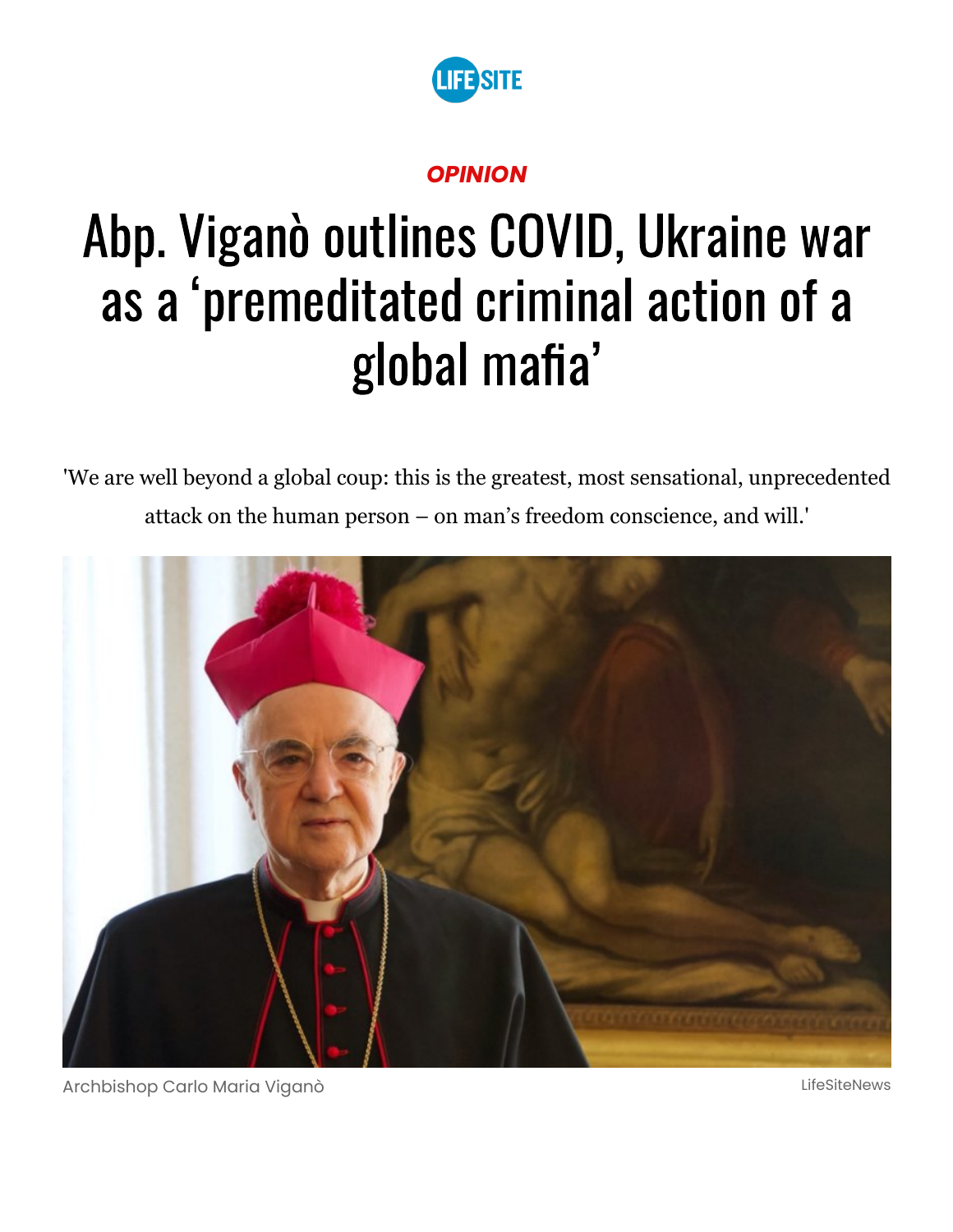OPINION

# Abp. Viganò outlines COVID, Ukraine war as a 'premeditated criminal action of a global mafia'

'We are well beyond a global coup: this is the greatest, most sensational, unprecedented attack on the human person – on man's freedom conscience, and will.'

Archbishop Carlo Maria Viganò

LifeSiteNews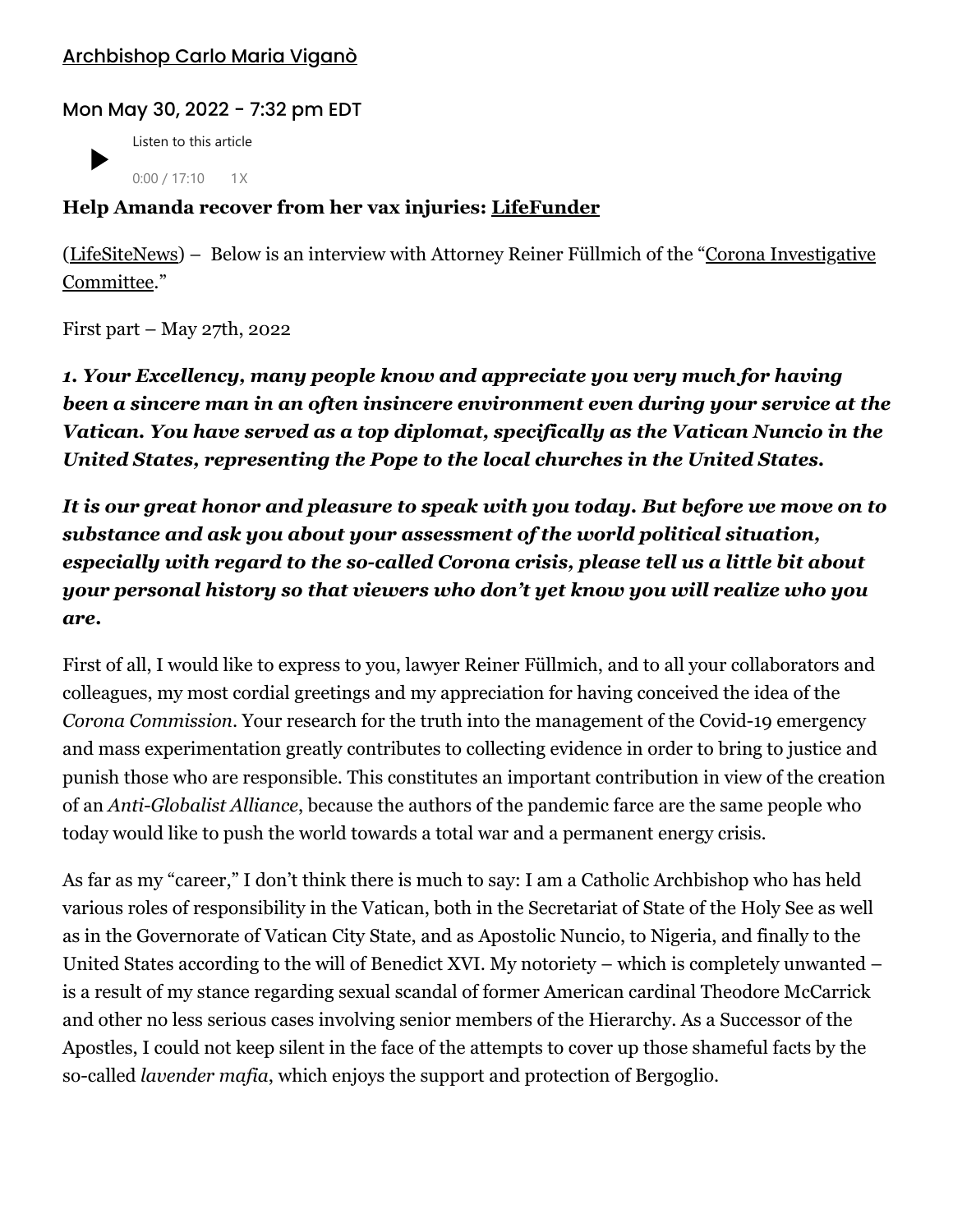[Archbishop Carlo Maria Viganò](#)

Mon May 30, 2022 - 7:32 pm EDT

Listen to this article

0:00 / 17:10 1X

**Help Amanda recover from her vax injuries: [LifeFunder](#)**

([LifeSiteNews](#)) – Below is an interview with Attorney Reiner Füllmich of the "[Corona Investigative Committee](#)."

First part – May 27th, 2022

***1. Your Excellency, many people know and appreciate you very much for having been a sincere man in an often insincere environment even during your service at the Vatican. You have served as a top diplomat, specifically as the Vatican Nuncio in the United States, representing the Pope to the local churches in the United States.***

***It is our great honor and pleasure to speak with you today. But before we move on to substance and ask you about your assessment of the world political situation, especially with regard to the so-called Corona crisis, please tell us a little bit about your personal history so that viewers who don't yet know you will realize who you are.***

First of all, I would like to express to you, lawyer Reiner Füllmich, and to all your collaborators and colleagues, my most cordial greetings and my appreciation for having conceived the idea of the *Corona Commission*. Your research for the truth into the management of the Covid-19 emergency and mass experimentation greatly contributes to collecting evidence in order to bring to justice and punish those who are responsible. This constitutes an important contribution in view of the creation of an *Anti-Globalist Alliance*, because the authors of the pandemic farce are the same people who today would like to push the world towards a total war and a permanent energy crisis.

As far as my "career," I don't think there is much to say: I am a Catholic Archbishop who has held various roles of responsibility in the Vatican, both in the Secretariat of State of the Holy See as well as in the Governorate of Vatican City State, and as Apostolic Nuncio, to Nigeria, and finally to the United States according to the will of Benedict XVI. My notoriety – which is completely unwanted – is a result of my stance regarding sexual scandal of former American cardinal Theodore McCarrick and other no less serious cases involving senior members of the Hierarchy. As a Successor of the Apostles, I could not keep silent in the face of the attempts to cover up those shameful facts by the so-called *lavender mafia*, which enjoys the support and protection of Bergoglio.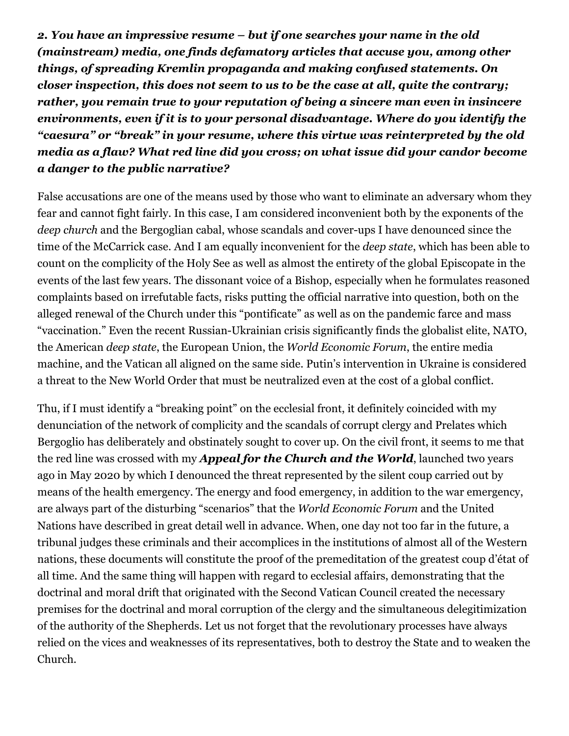***2. You have an impressive resume – but if one searches your name in the old (mainstream) media, one finds defamatory articles that accuse you, among other things, of spreading Kremlin propaganda and making confused statements. On closer inspection, this does not seem to us to be the case at all, quite the contrary; rather, you remain true to your reputation of being a sincere man even in insincere environments, even if it is to your personal disadvantage. Where do you identify the "caesura" or "break" in your resume, where this virtue was reinterpreted by the old media as a flaw? What red line did you cross; on what issue did your candor become a danger to the public narrative?***

False accusations are one of the means used by those who want to eliminate an adversary whom they fear and cannot fight fairly. In this case, I am considered inconvenient both by the exponents of the *deep church* and the Bergoglian cabal, whose scandals and cover-ups I have denounced since the time of the McCarrick case. And I am equally inconvenient for the *deep state*, which has been able to count on the complicity of the Holy See as well as almost the entirety of the global Episcopate in the events of the last few years. The dissonant voice of a Bishop, especially when he formulates reasoned complaints based on irrefutable facts, risks putting the official narrative into question, both on the alleged renewal of the Church under this "pontificate" as well as on the pandemic farce and mass "vaccination." Even the recent Russian-Ukrainian crisis significantly finds the globalist elite, NATO, the American *deep state*, the European Union, the *World Economic Forum*, the entire media machine, and the Vatican all aligned on the same side. Putin's intervention in Ukraine is considered a threat to the New World Order that must be neutralized even at the cost of a global conflict.

Thu, if I must identify a "breaking point" on the ecclesial front, it definitely coincided with my denunciation of the network of complicity and the scandals of corrupt clergy and Prelates which Bergoglio has deliberately and obstinately sought to cover up. On the civil front, it seems to me that the red line was crossed with my ***Appeal for the Church and the World***, launched two years ago in May 2020 by which I denounced the threat represented by the silent coup carried out by means of the health emergency. The energy and food emergency, in addition to the war emergency, are always part of the disturbing "scenarios" that the *World Economic Forum* and the United Nations have described in great detail well in advance. When, one day not too far in the future, a tribunal judges these criminals and their accomplices in the institutions of almost all of the Western nations, these documents will constitute the proof of the premeditation of the greatest coup d'état of all time. And the same thing will happen with regard to ecclesial affairs, demonstrating that the doctrinal and moral drift that originated with the Second Vatican Council created the necessary premises for the doctrinal and moral corruption of the clergy and the simultaneous delegitimization of the authority of the Shepherds. Let us not forget that the revolutionary processes have always relied on the vices and weaknesses of its representatives, both to destroy the State and to weaken the Church.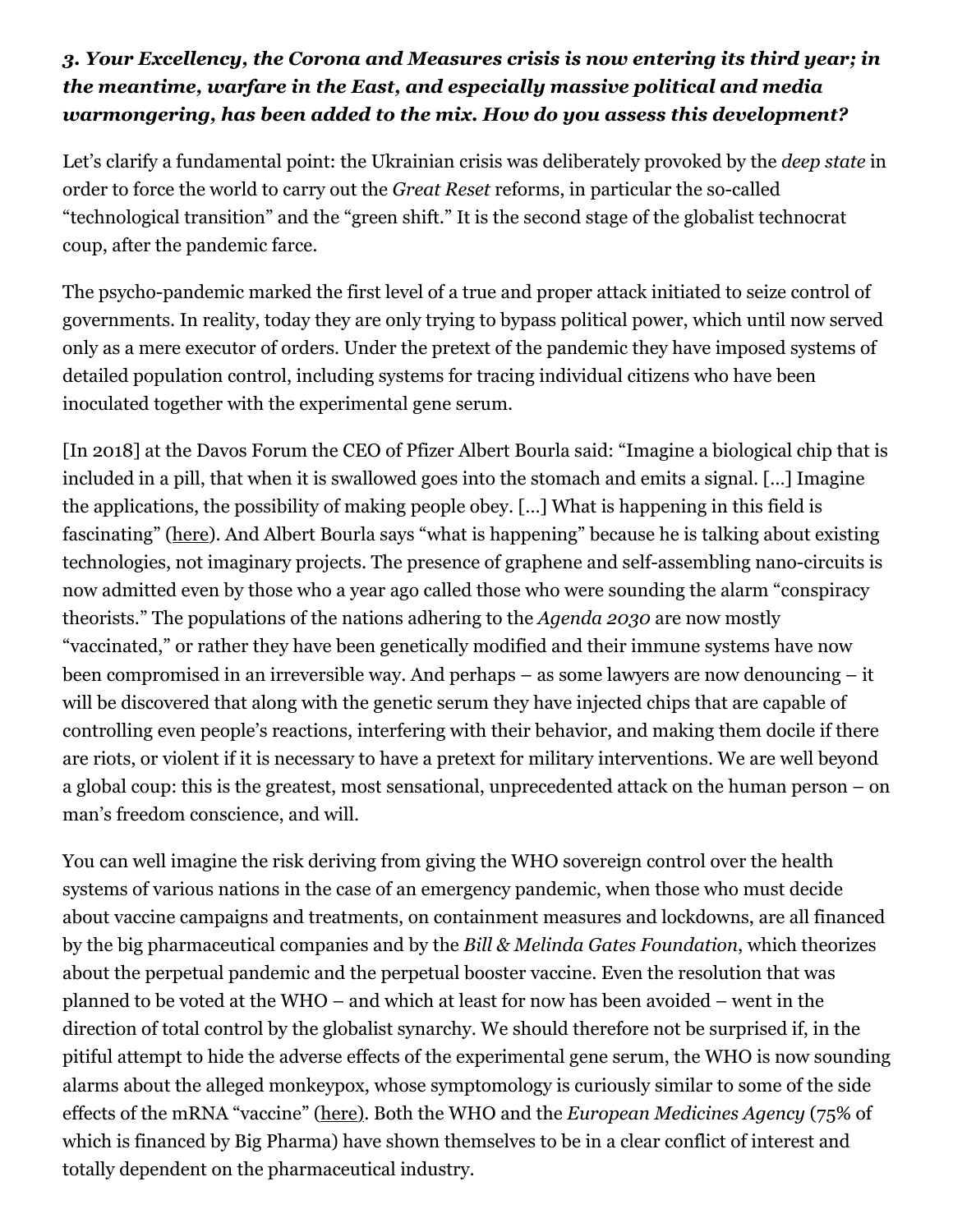***3. Your Excellency, the Corona and Measures crisis is now entering its third year; in the meantime, warfare in the East, and especially massive political and media warmongering, has been added to the mix. How do you assess this development?***

Let's clarify a fundamental point: the Ukrainian crisis was deliberately provoked by the *deep state* in order to force the world to carry out the *Great Reset* reforms, in particular the so-called "technological transition" and the "green shift." It is the second stage of the globalist technocrat coup, after the pandemic farce.

The psycho-pandemic marked the first level of a true and proper attack initiated to seize control of governments. In reality, today they are only trying to bypass political power, which until now served only as a mere executor of orders. Under the pretext of the pandemic they have imposed systems of detailed population control, including systems for tracing individual citizens who have been inoculated together with the experimental gene serum.

[In 2018] at the Davos Forum the CEO of Pfizer Albert Bourla said: "Imagine a biological chip that is included in a pill, that when it is swallowed goes into the stomach and emits a signal. [...] Imagine the applications, the possibility of making people obey. [...] What is happening in this field is fascinating" (here). And Albert Bourla says "what is happening" because he is talking about existing technologies, not imaginary projects. The presence of graphene and self-assembling nano-circuits is now admitted even by those who a year ago called those who were sounding the alarm "conspiracy theorists." The populations of the nations adhering to the *Agenda 2030* are now mostly "vaccinated," or rather they have been genetically modified and their immune systems have now been compromised in an irreversible way. And perhaps – as some lawyers are now denouncing – it will be discovered that along with the genetic serum they have injected chips that are capable of controlling even people's reactions, interfering with their behavior, and making them docile if there are riots, or violent if it is necessary to have a pretext for military interventions. We are well beyond a global coup: this is the greatest, most sensational, unprecedented attack on the human person – on man's freedom conscience, and will.

You can well imagine the risk deriving from giving the WHO sovereign control over the health systems of various nations in the case of an emergency pandemic, when those who must decide about vaccine campaigns and treatments, on containment measures and lockdowns, are all financed by the big pharmaceutical companies and by the *Bill & Melinda Gates Foundation*, which theorizes about the perpetual pandemic and the perpetual booster vaccine. Even the resolution that was planned to be voted at the WHO – and which at least for now has been avoided – went in the direction of total control by the globalist synarchy. We should therefore not be surprised if, in the pitiful attempt to hide the adverse effects of the experimental gene serum, the WHO is now sounding alarms about the alleged monkeypox, whose symptomology is curiously similar to some of the side effects of the mRNA "vaccine" (here). Both the WHO and the *European Medicines Agency* (75% of which is financed by Big Pharma) have shown themselves to be in a clear conflict of interest and totally dependent on the pharmaceutical industry.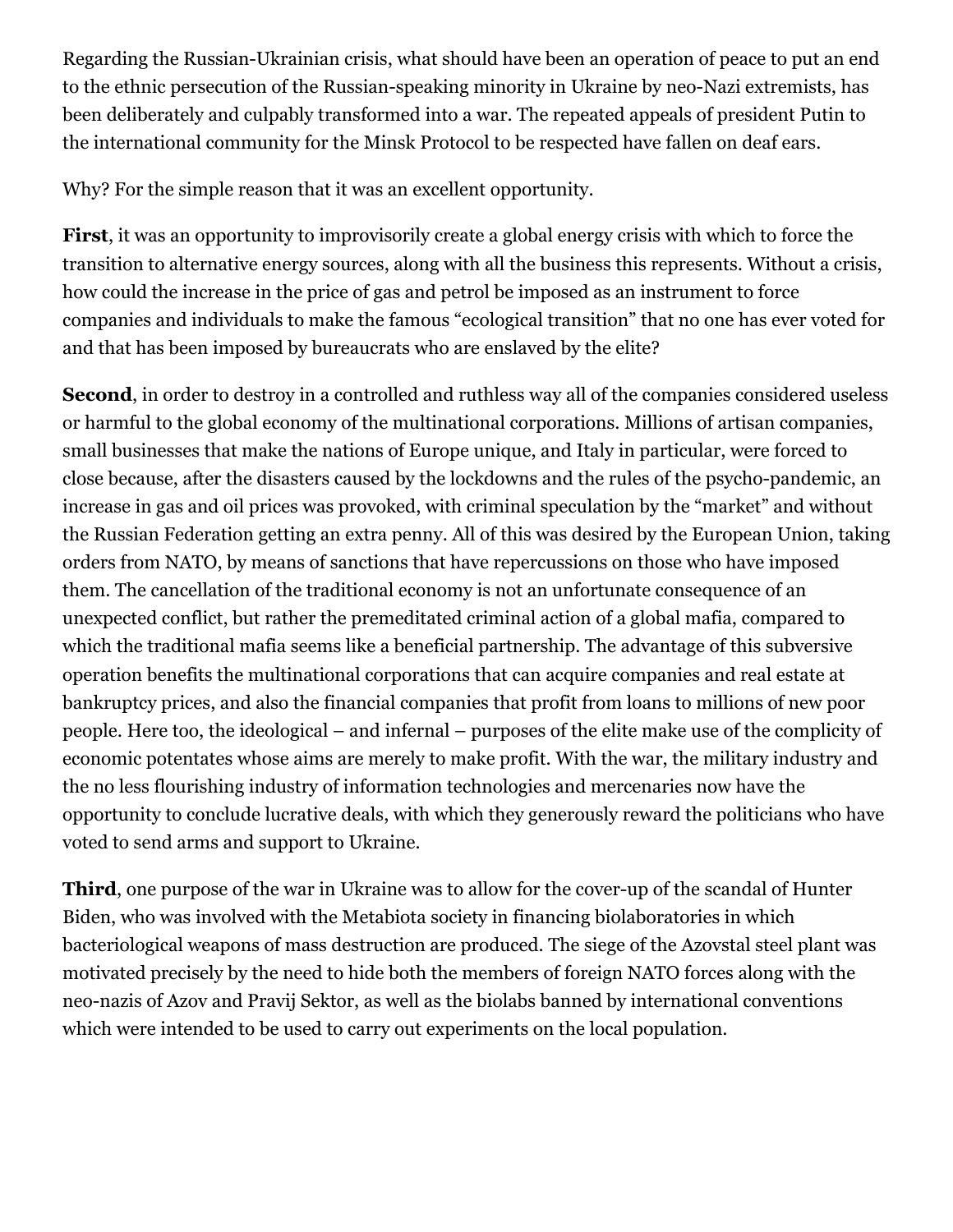Regarding the Russian-Ukrainian crisis, what should have been an operation of peace to put an end to the ethnic persecution of the Russian-speaking minority in Ukraine by neo-Nazi extremists, has been deliberately and culpably transformed into a war. The repeated appeals of president Putin to the international community for the Minsk Protocol to be respected have fallen on deaf ears.

Why? For the simple reason that it was an excellent opportunity.

**First**, it was an opportunity to improvisorily create a global energy crisis with which to force the transition to alternative energy sources, along with all the business this represents. Without a crisis, how could the increase in the price of gas and petrol be imposed as an instrument to force companies and individuals to make the famous "ecological transition" that no one has ever voted for and that has been imposed by bureaucrats who are enslaved by the elite?

**Second**, in order to destroy in a controlled and ruthless way all of the companies considered useless or harmful to the global economy of the multinational corporations. Millions of artisan companies, small businesses that make the nations of Europe unique, and Italy in particular, were forced to close because, after the disasters caused by the lockdowns and the rules of the psycho-pandemic, an increase in gas and oil prices was provoked, with criminal speculation by the "market" and without the Russian Federation getting an extra penny. All of this was desired by the European Union, taking orders from NATO, by means of sanctions that have repercussions on those who have imposed them. The cancellation of the traditional economy is not an unfortunate consequence of an unexpected conflict, but rather the premeditated criminal action of a global mafia, compared to which the traditional mafia seems like a beneficial partnership. The advantage of this subversive operation benefits the multinational corporations that can acquire companies and real estate at bankruptcy prices, and also the financial companies that profit from loans to millions of new poor people. Here too, the ideological – and infernal – purposes of the elite make use of the complicity of economic potentates whose aims are merely to make profit. With the war, the military industry and the no less flourishing industry of information technologies and mercenaries now have the opportunity to conclude lucrative deals, with which they generously reward the politicians who have voted to send arms and support to Ukraine.

**Third**, one purpose of the war in Ukraine was to allow for the cover-up of the scandal of Hunter Biden, who was involved with the Metabiota society in financing biolaboratories in which bacteriological weapons of mass destruction are produced. The siege of the Azovstal steel plant was motivated precisely by the need to hide both the members of foreign NATO forces along with the neo-nazis of Azov and Pravij Sektor, as well as the biolabs banned by international conventions which were intended to be used to carry out experiments on the local population.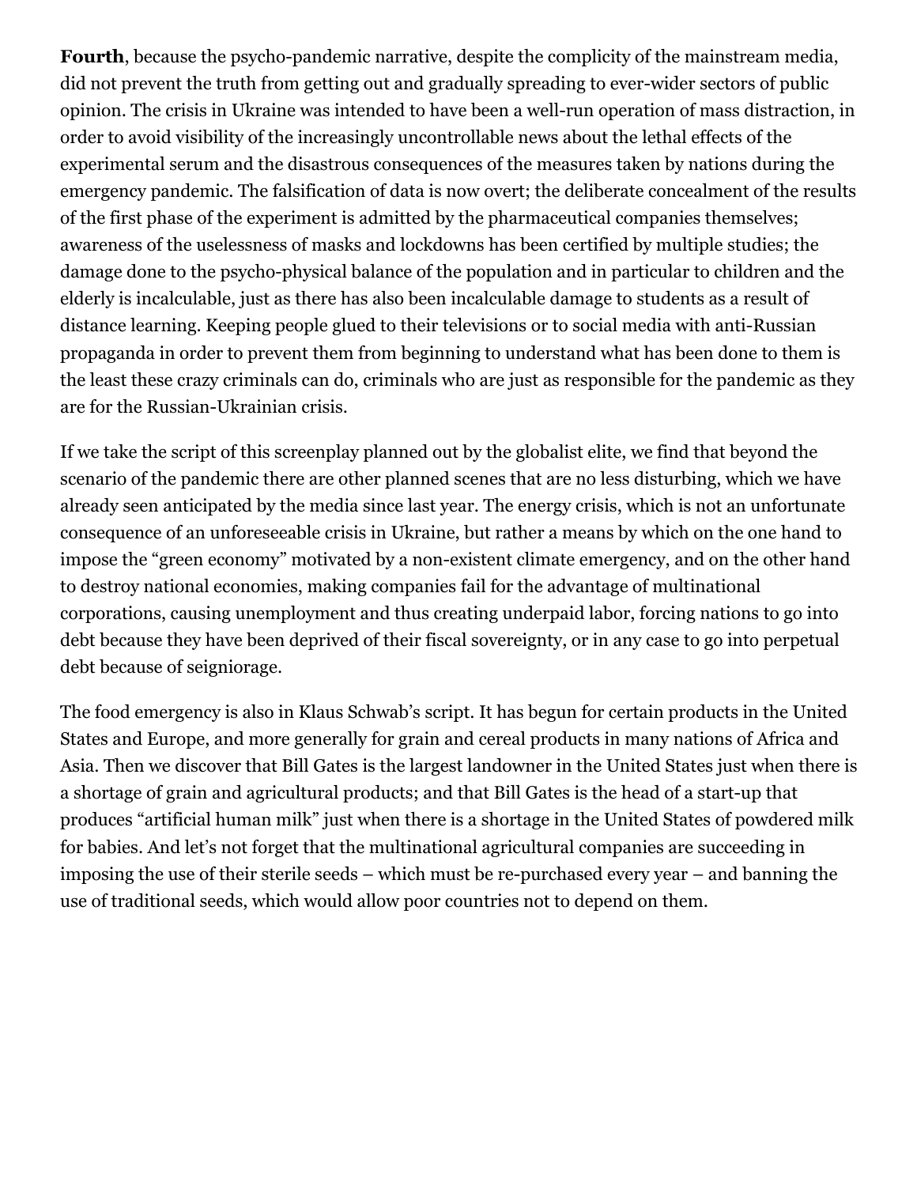**Fourth**, because the psycho-pandemic narrative, despite the complicity of the mainstream media, did not prevent the truth from getting out and gradually spreading to ever-wider sectors of public opinion. The crisis in Ukraine was intended to have been a well-run operation of mass distraction, in order to avoid visibility of the increasingly uncontrollable news about the lethal effects of the experimental serum and the disastrous consequences of the measures taken by nations during the emergency pandemic. The falsification of data is now overt; the deliberate concealment of the results of the first phase of the experiment is admitted by the pharmaceutical companies themselves; awareness of the uselessness of masks and lockdowns has been certified by multiple studies; the damage done to the psycho-physical balance of the population and in particular to children and the elderly is incalculable, just as there has also been incalculable damage to students as a result of distance learning. Keeping people glued to their televisions or to social media with anti-Russian propaganda in order to prevent them from beginning to understand what has been done to them is the least these crazy criminals can do, criminals who are just as responsible for the pandemic as they are for the Russian-Ukrainian crisis.

If we take the script of this screenplay planned out by the globalist elite, we find that beyond the scenario of the pandemic there are other planned scenes that are no less disturbing, which we have already seen anticipated by the media since last year. The energy crisis, which is not an unfortunate consequence of an unforeseeable crisis in Ukraine, but rather a means by which on the one hand to impose the "green economy" motivated by a non-existent climate emergency, and on the other hand to destroy national economies, making companies fail for the advantage of multinational corporations, causing unemployment and thus creating underpaid labor, forcing nations to go into debt because they have been deprived of their fiscal sovereignty, or in any case to go into perpetual debt because of seigniorage.

The food emergency is also in Klaus Schwab's script. It has begun for certain products in the United States and Europe, and more generally for grain and cereal products in many nations of Africa and Asia. Then we discover that Bill Gates is the largest landowner in the United States just when there is a shortage of grain and agricultural products; and that Bill Gates is the head of a start-up that produces "artificial human milk" just when there is a shortage in the United States of powdered milk for babies. And let's not forget that the multinational agricultural companies are succeeding in imposing the use of their sterile seeds – which must be re-purchased every year – and banning the use of traditional seeds, which would allow poor countries not to depend on them.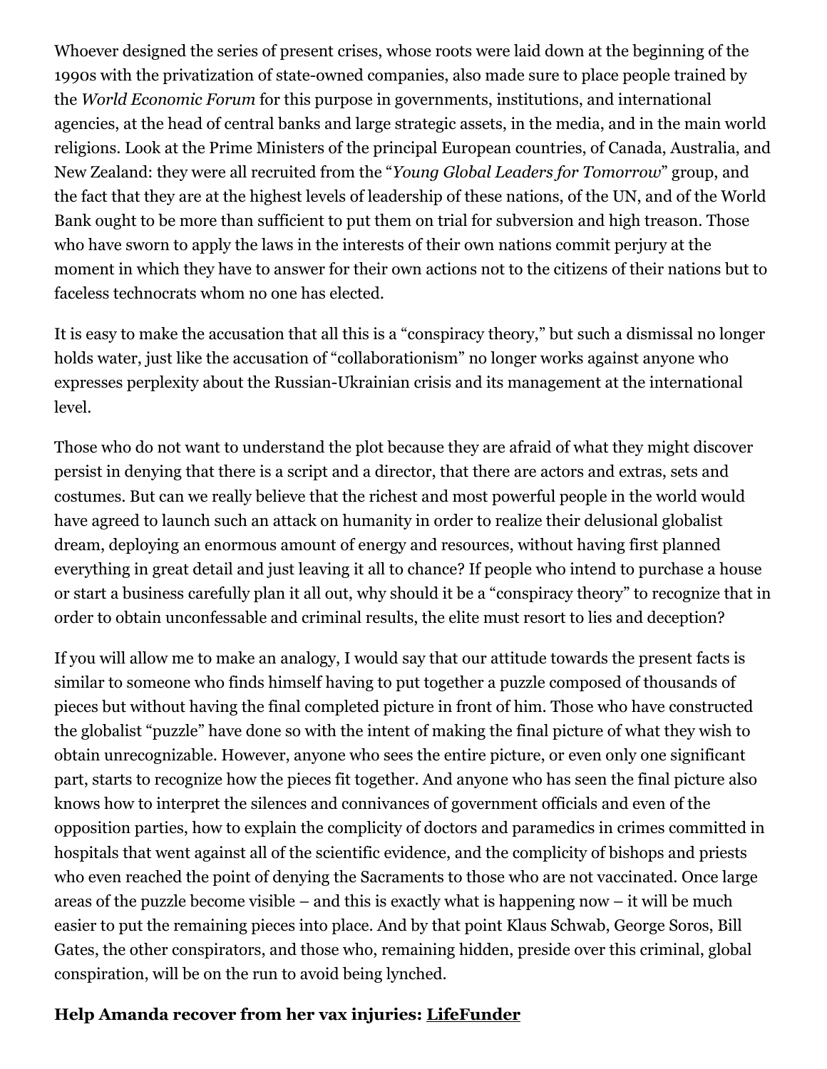Whoever designed the series of present crises, whose roots were laid down at the beginning of the 1990s with the privatization of state-owned companies, also made sure to place people trained by the *World Economic Forum* for this purpose in governments, institutions, and international agencies, at the head of central banks and large strategic assets, in the media, and in the main world religions. Look at the Prime Ministers of the principal European countries, of Canada, Australia, and New Zealand: they were all recruited from the "*Young Global Leaders for Tomorrow*" group, and the fact that they are at the highest levels of leadership of these nations, of the UN, and of the World Bank ought to be more than sufficient to put them on trial for subversion and high treason. Those who have sworn to apply the laws in the interests of their own nations commit perjury at the moment in which they have to answer for their own actions not to the citizens of their nations but to faceless technocrats whom no one has elected.

It is easy to make the accusation that all this is a "conspiracy theory," but such a dismissal no longer holds water, just like the accusation of "collaborationism" no longer works against anyone who expresses perplexity about the Russian-Ukrainian crisis and its management at the international level.

Those who do not want to understand the plot because they are afraid of what they might discover persist in denying that there is a script and a director, that there are actors and extras, sets and costumes. But can we really believe that the richest and most powerful people in the world would have agreed to launch such an attack on humanity in order to realize their delusional globalist dream, deploying an enormous amount of energy and resources, without having first planned everything in great detail and just leaving it all to chance? If people who intend to purchase a house or start a business carefully plan it all out, why should it be a "conspiracy theory" to recognize that in order to obtain unconfessable and criminal results, the elite must resort to lies and deception?

If you will allow me to make an analogy, I would say that our attitude towards the present facts is similar to someone who finds himself having to put together a puzzle composed of thousands of pieces but without having the final completed picture in front of him. Those who have constructed the globalist "puzzle" have done so with the intent of making the final picture of what they wish to obtain unrecognizable. However, anyone who sees the entire picture, or even only one significant part, starts to recognize how the pieces fit together. And anyone who has seen the final picture also knows how to interpret the silences and connivances of government officials and even of the opposition parties, how to explain the complicity of doctors and paramedics in crimes committed in hospitals that went against all of the scientific evidence, and the complicity of bishops and priests who even reached the point of denying the Sacraments to those who are not vaccinated. Once large areas of the puzzle become visible – and this is exactly what is happening now – it will be much easier to put the remaining pieces into place. And by that point Klaus Schwab, George Soros, Bill Gates, the other conspirators, and those who, remaining hidden, preside over this criminal, global conspiration, will be on the run to avoid being lynched.

**Help Amanda recover from her vax injuries: LifeFunder**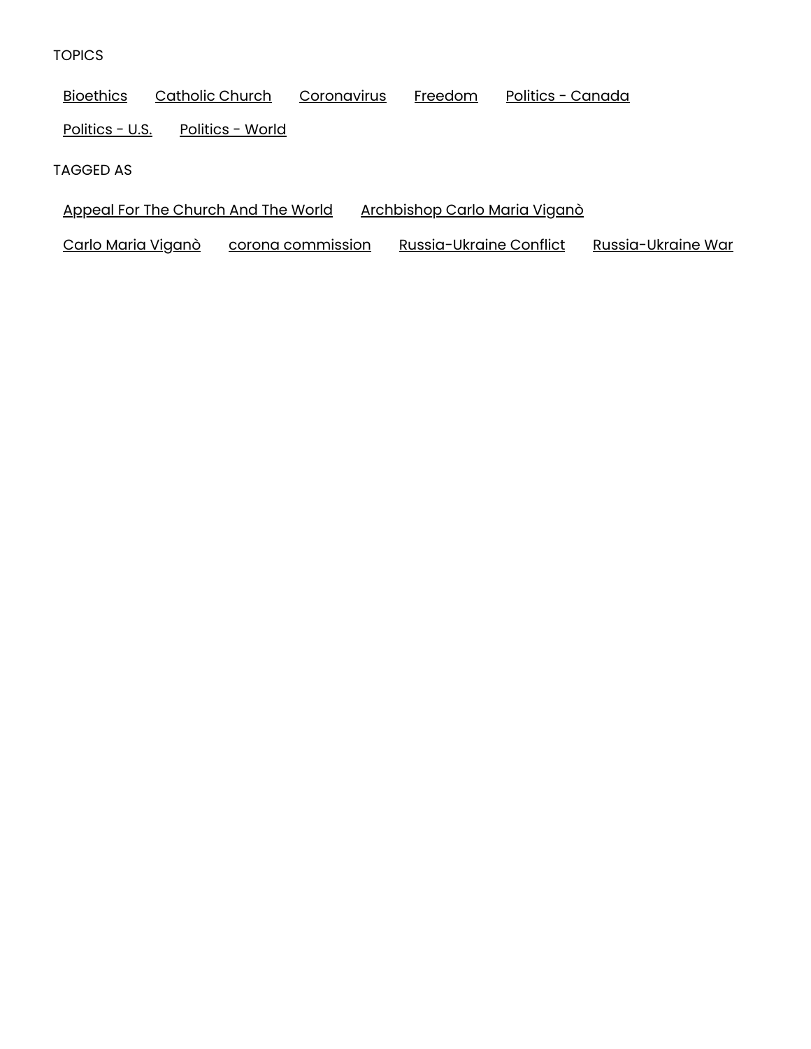TOPICS

Bioethics Catholic Church Coronavirus Freedom Politics - Canada

Politics - U.S. Politics - World

TAGGED AS

Appeal For The Church And The World Archbishop Carlo Maria Viganò

Carlo Maria Viganò corona commission Russia-Ukraine Conflict Russia-Ukraine War